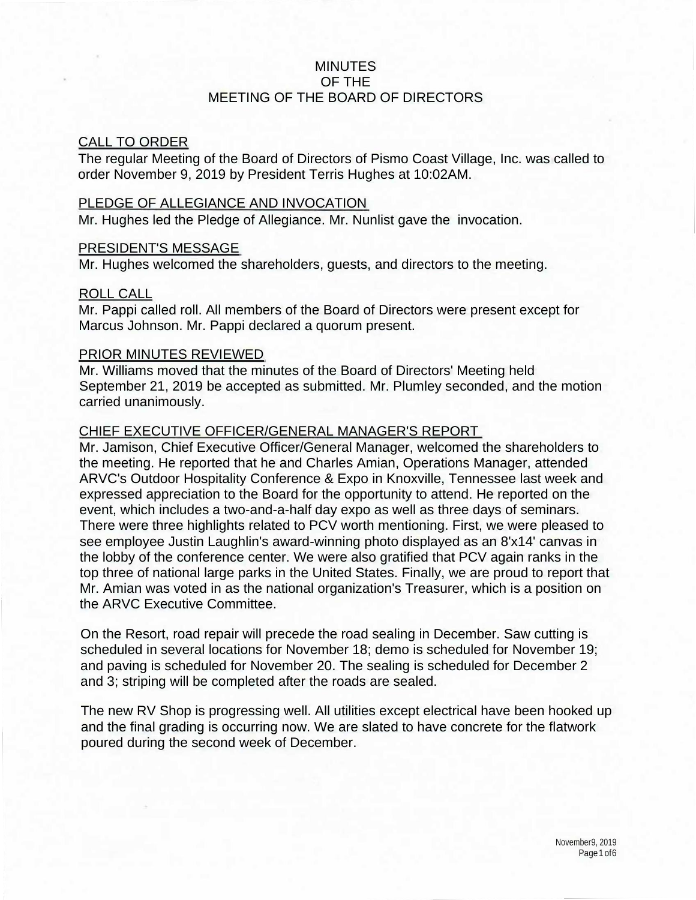# MINUTES
# OF THE
# MEETING OF THE BOARD OF DIRECTORS

## CALL TO ORDER

The regular Meeting of the Board of Directors of Pismo Coast Village, Inc. was called to order November 9, 2019 by President Terris Hughes at 10:02AM.

## PLEDGE OF ALLEGIANCE AND INVOCATION

Mr. Hughes led the Pledge of Allegiance. Mr. Nunlist gave the invocation.

## PRESIDENT'S MESSAGE

Mr. Hughes welcomed the shareholders, guests, and directors to the meeting.

## ROLL CALL

Mr. Pappi called roll. All members of the Board of Directors were present except for Marcus Johnson. Mr. Pappi declared a quorum present.

## PRIOR MINUTES REVIEWED

Mr. Williams moved that the minutes of the Board of Directors' Meeting held September 21, 2019 be accepted as submitted. Mr. Plumley seconded, and the motion carried unanimously.

## CHIEF EXECUTIVE OFFICER/GENERAL MANAGER'S REPORT

Mr. Jamison, Chief Executive Officer/General Manager, welcomed the shareholders to the meeting. He reported that he and Charles Amian, Operations Manager, attended ARVC's Outdoor Hospitality Conference & Expo in Knoxville, Tennessee last week and expressed appreciation to the Board for the opportunity to attend. He reported on the event, which includes a two-and-a-half day expo as well as three days of seminars. There were three highlights related to PCV worth mentioning. First, we were pleased to see employee Justin Laughlin's award-winning photo displayed as an 8'x14' canvas in the lobby of the conference center. We were also gratified that PCV again ranks in the top three of national large parks in the United States. Finally, we are proud to report that Mr. Amian was voted in as the national organization's Treasurer, which is a position on the ARVC Executive Committee.

On the Resort, road repair will precede the road sealing in December. Saw cutting is scheduled in several locations for November 18; demo is scheduled for November 19; and paving is scheduled for November 20. The sealing is scheduled for December 2 and 3; striping will be completed after the roads are sealed.

The new RV Shop is progressing well. All utilities except electrical have been hooked up and the final grading is occurring now. We are slated to have concrete for the flatwork poured during the second week of December.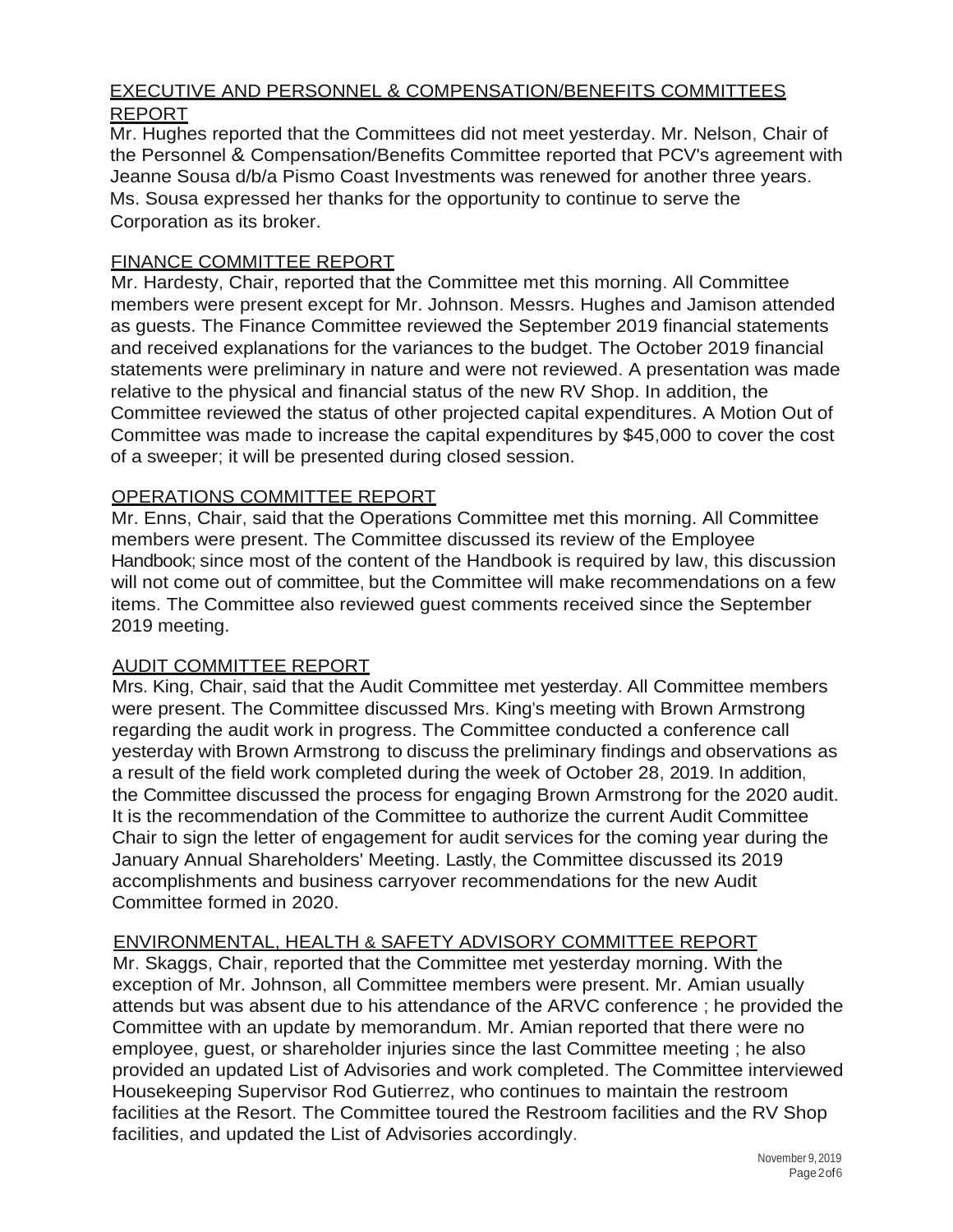## EXECUTIVE AND PERSONNEL & COMPENSATION/BENEFITS COMMITTEES REPORT

Mr. Hughes reported that the Committees did not meet yesterday. Mr. Nelson, Chair of the Personnel & Compensation/Benefits Committee reported that PCV's agreement with Jeanne Sousa d/b/a Pismo Coast Investments was renewed for another three years. Ms. Sousa expressed her thanks for the opportunity to continue to serve the Corporation as its broker.

## FINANCE COMMITTEE REPORT

Mr. Hardesty, Chair, reported that the Committee met this morning. All Committee members were present except for Mr. Johnson. Messrs. Hughes and Jamison attended as guests. The Finance Committee reviewed the September 2019 financial statements and received explanations for the variances to the budget. The October 2019 financial statements were preliminary in nature and were not reviewed. A presentation was made relative to the physical and financial status of the new RV Shop. In addition, the Committee reviewed the status of other projected capital expenditures. A Motion Out of Committee was made to increase the capital expenditures by $45,000 to cover the cost of a sweeper; it will be presented during closed session.

## OPERATIONS COMMITTEE REPORT

Mr. Enns, Chair, said that the Operations Committee met this morning. All Committee members were present. The Committee discussed its review of the Employee Handbook; since most of the content of the Handbook is required by law, this discussion will not come out of committee, but the Committee will make recommendations on a few items. The Committee also reviewed guest comments received since the September 2019 meeting.

## AUDIT COMMITTEE REPORT

Mrs. King, Chair, said that the Audit Committee met yesterday. All Committee members were present. The Committee discussed Mrs. King's meeting with Brown Armstrong regarding the audit work in progress. The Committee conducted a conference call yesterday with Brown Armstrong to discuss the preliminary findings and observations as a result of the field work completed during the week of October 28, 2019. In addition, the Committee discussed the process for engaging Brown Armstrong for the 2020 audit. It is the recommendation of the Committee to authorize the current Audit Committee Chair to sign the letter of engagement for audit services for the coming year during the January Annual Shareholders' Meeting. Lastly, the Committee discussed its 2019 accomplishments and business carryover recommendations for the new Audit Committee formed in 2020.

## ENVIRONMENTAL, HEALTH & SAFETY ADVISORY COMMITTEE REPORT

Mr. Skaggs, Chair, reported that the Committee met yesterday morning. With the exception of Mr. Johnson, all Committee members were present. Mr. Amian usually attends but was absent due to his attendance of the ARVC conference ; he provided the Committee with an update by memorandum. Mr. Amian reported that there were no employee, guest, or shareholder injuries since the last Committee meeting ; he also provided an updated List of Advisories and work completed. The Committee interviewed Housekeeping Supervisor Rod Gutierrez, who continues to maintain the restroom facilities at the Resort. The Committee toured the Restroom facilities and the RV Shop facilities, and updated the List of Advisories accordingly.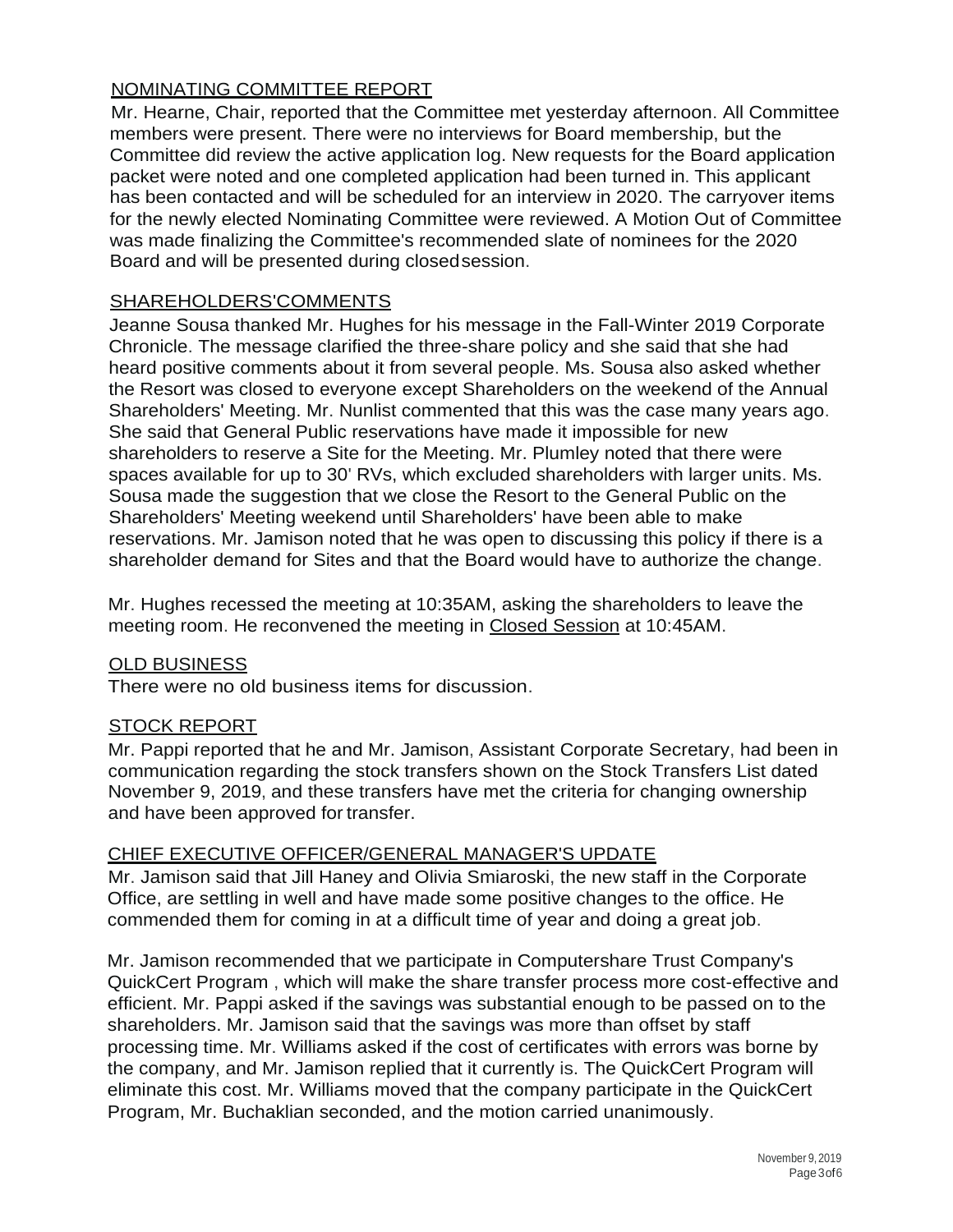## NOMINATING COMMITTEE REPORT

Mr. Hearne, Chair, reported that the Committee met yesterday afternoon. All Committee members were present. There were no interviews for Board membership, but the Committee did review the active application log. New requests for the Board application packet were noted and one completed application had been turned in. This applicant has been contacted and will be scheduled for an interview in 2020. The carryover items for the newly elected Nominating Committee were reviewed. A Motion Out of Committee was made finalizing the Committee's recommended slate of nominees for the 2020 Board and will be presented during closed session.

## SHAREHOLDERS'COMMENTS

Jeanne Sousa thanked Mr. Hughes for his message in the Fall-Winter 2019 Corporate Chronicle. The message clarified the three-share policy and she said that she had heard positive comments about it from several people. Ms. Sousa also asked whether the Resort was closed to everyone except Shareholders on the weekend of the Annual Shareholders' Meeting. Mr. Nunlist commented that this was the case many years ago. She said that General Public reservations have made it impossible for new shareholders to reserve a Site for the Meeting. Mr. Plumley noted that there were spaces available for up to 30' RVs, which excluded shareholders with larger units. Ms. Sousa made the suggestion that we close the Resort to the General Public on the Shareholders' Meeting weekend until Shareholders' have been able to make reservations. Mr. Jamison noted that he was open to discussing this policy if there is a shareholder demand for Sites and that the Board would have to authorize the change.

Mr. Hughes recessed the meeting at 10:35AM, asking the shareholders to leave the meeting room. He reconvened the meeting in Closed Session at 10:45AM.

## OLD BUSINESS

There were no old business items for discussion.

## STOCK REPORT

Mr. Pappi reported that he and Mr. Jamison, Assistant Corporate Secretary, had been in communication regarding the stock transfers shown on the Stock Transfers List dated November 9, 2019, and these transfers have met the criteria for changing ownership and have been approved for transfer.

## CHIEF EXECUTIVE OFFICER/GENERAL MANAGER'S UPDATE

Mr. Jamison said that Jill Haney and Olivia Smiaroski, the new staff in the Corporate Office, are settling in well and have made some positive changes to the office. He commended them for coming in at a difficult time of year and doing a great job.

Mr. Jamison recommended that we participate in Computershare Trust Company's QuickCert Program , which will make the share transfer process more cost-effective and efficient. Mr. Pappi asked if the savings was substantial enough to be passed on to the shareholders. Mr. Jamison said that the savings was more than offset by staff processing time. Mr. Williams asked if the cost of certificates with errors was borne by the company, and Mr. Jamison replied that it currently is. The QuickCert Program will eliminate this cost. Mr. Williams moved that the company participate in the QuickCert Program, Mr. Buchaklian seconded, and the motion carried unanimously.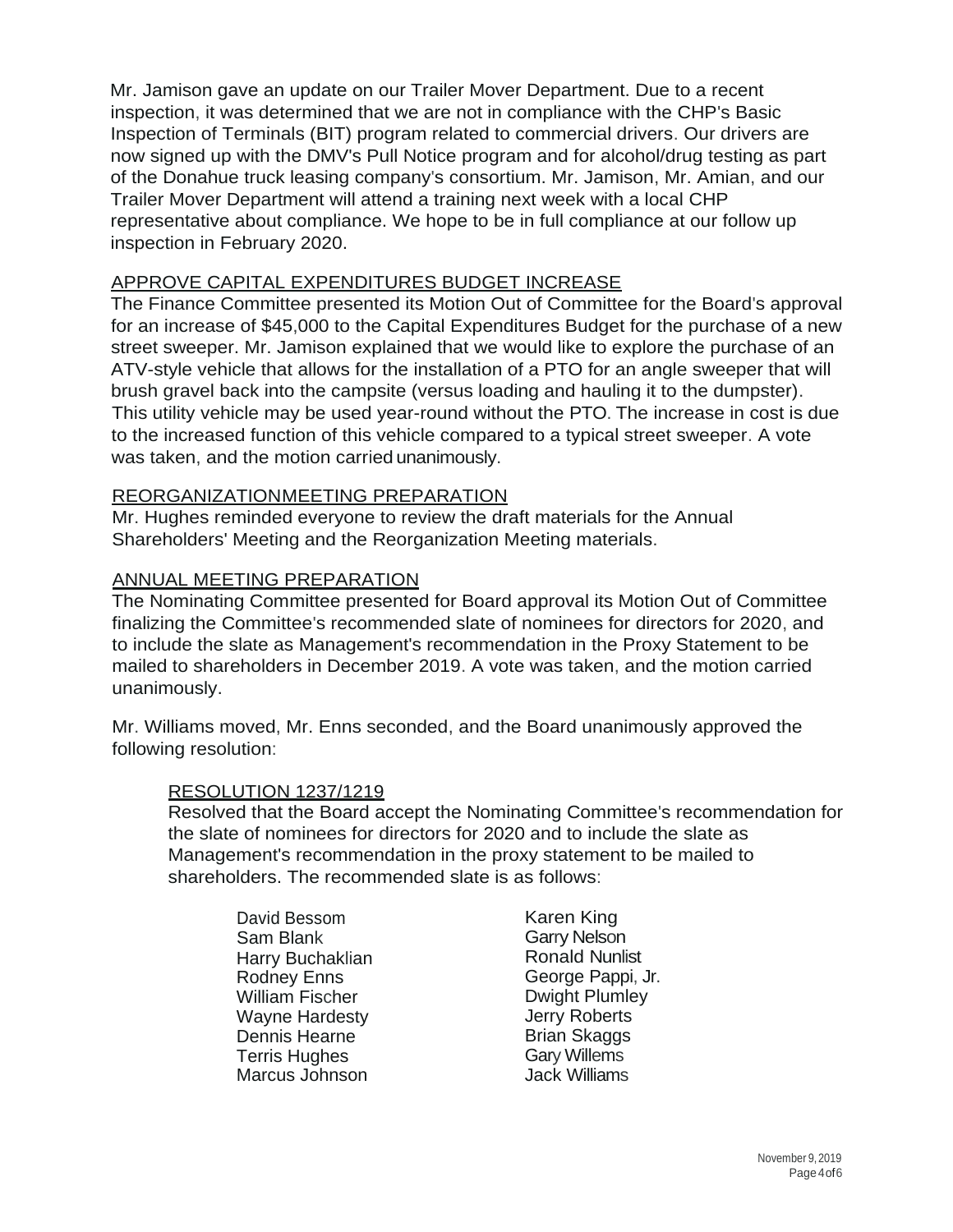Mr. Jamison gave an update on our Trailer Mover Department. Due to a recent inspection, it was determined that we are not in compliance with the CHP's Basic Inspection of Terminals (BIT) program related to commercial drivers. Our drivers are now signed up with the DMV's Pull Notice program and for alcohol/drug testing as part of the Donahue truck leasing company's consortium. Mr. Jamison, Mr. Amian, and our Trailer Mover Department will attend a training next week with a local CHP representative about compliance. We hope to be in full compliance at our follow up inspection in February 2020.

## APPROVE CAPITAL EXPENDITURES BUDGET INCREASE

The Finance Committee presented its Motion Out of Committee for the Board's approval for an increase of $45,000 to the Capital Expenditures Budget for the purchase of a new street sweeper. Mr. Jamison explained that we would like to explore the purchase of an ATV-style vehicle that allows for the installation of a PTO for an angle sweeper that will brush gravel back into the campsite (versus loading and hauling it to the dumpster). This utility vehicle may be used year-round without the PTO. The increase in cost is due to the increased function of this vehicle compared to a typical street sweeper. A vote was taken, and the motion carried unanimously.

## REORGANIZATIONMEETING PREPARATION

Mr. Hughes reminded everyone to review the draft materials for the Annual Shareholders' Meeting and the Reorganization Meeting materials.

## ANNUAL MEETING PREPARATION

The Nominating Committee presented for Board approval its Motion Out of Committee finalizing the Committee's recommended slate of nominees for directors for 2020, and to include the slate as Management's recommendation in the Proxy Statement to be mailed to shareholders in December 2019. A vote was taken, and the motion carried unanimously.

Mr. Williams moved, Mr. Enns seconded, and the Board unanimously approved the following resolution:

### RESOLUTION 1237/1219

Resolved that the Board accept the Nominating Committee's recommendation for the slate of nominees for directors for 2020 and to include the slate as Management's recommendation in the proxy statement to be mailed to shareholders. The recommended slate is as follows:

David Bessom
Sam Blank
Harry Buchaklian
Rodney Enns
William Fischer
Wayne Hardesty
Dennis Hearne
Terris Hughes
Marcus Johnson
Karen King
Garry Nelson
Ronald Nunlist
George Pappi, Jr.
Dwight Plumley
Jerry Roberts
Brian Skaggs
Gary Willems
Jack Williams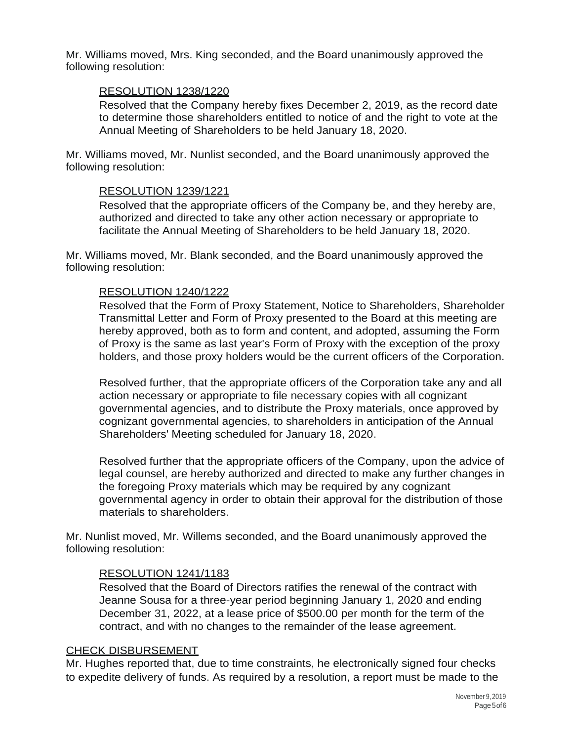Mr. Williams moved, Mrs. King seconded, and the Board unanimously approved the following resolution:

<u>RESOLUTION 1238/1220</u>

Resolved that the Company hereby fixes December 2, 2019, as the record date to determine those shareholders entitled to notice of and the right to vote at the Annual Meeting of Shareholders to be held January 18, 2020.

Mr. Williams moved, Mr. Nunlist seconded, and the Board unanimously approved the following resolution:

<u>RESOLUTION 1239/1221</u>

Resolved that the appropriate officers of the Company be, and they hereby are, authorized and directed to take any other action necessary or appropriate to facilitate the Annual Meeting of Shareholders to be held January 18, 2020.

Mr. Williams moved, Mr. Blank seconded, and the Board unanimously approved the following resolution:

<u>RESOLUTION 1240/1222</u>

Resolved that the Form of Proxy Statement, Notice to Shareholders, Shareholder Transmittal Letter and Form of Proxy presented to the Board at this meeting are hereby approved, both as to form and content, and adopted, assuming the Form of Proxy is the same as last year's Form of Proxy with the exception of the proxy holders, and those proxy holders would be the current officers of the Corporation.

Resolved further, that the appropriate officers of the Corporation take any and all action necessary or appropriate to file necessary copies with all cognizant governmental agencies, and to distribute the Proxy materials, once approved by cognizant governmental agencies, to shareholders in anticipation of the Annual Shareholders' Meeting scheduled for January 18, 2020.

Resolved further that the appropriate officers of the Company, upon the advice of legal counsel, are hereby authorized and directed to make any further changes in the foregoing Proxy materials which may be required by any cognizant governmental agency in order to obtain their approval for the distribution of those materials to shareholders.

Mr. Nunlist moved, Mr. Willems seconded, and the Board unanimously approved the following resolution:

<u>RESOLUTION 1241/1183</u>

Resolved that the Board of Directors ratifies the renewal of the contract with Jeanne Sousa for a three-year period beginning January 1, 2020 and ending December 31, 2022, at a lease price of $500.00 per month for the term of the contract, and with no changes to the remainder of the lease agreement.

<u>CHECK DISBURSEMENT</u>

Mr. Hughes reported that, due to time constraints, he electronically signed four checks to expedite delivery of funds. As required by a resolution, a report must be made to the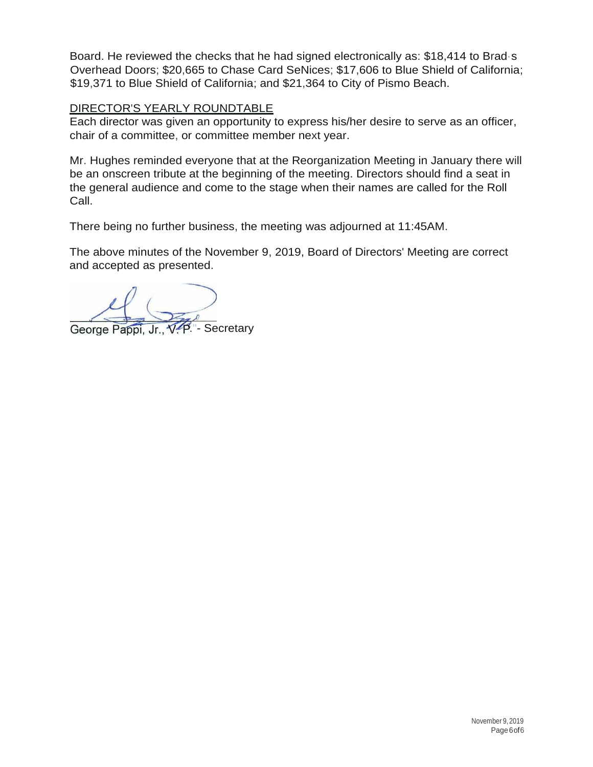Board. He reviewed the checks that he had signed electronically as: $18,414 to Brad·s Overhead Doors; $20,665 to Chase Card SeNices; $17,606 to Blue Shield of California; $19,371 to Blue Shield of California; and $21,364 to City of Pismo Beach.

DIRECTOR'S YEARLY ROUNDTABLE

Each director was given an opportunity to express his/her desire to serve as an officer, chair of a committee, or committee member next year.

Mr. Hughes reminded everyone that at the Reorganization Meeting in January there will be an onscreen tribute at the beginning of the meeting. Directors should find a seat in the general audience and come to the stage when their names are called for the Roll Call.

There being no further business, the meeting was adjourned at 11:45AM.

The above minutes of the November 9, 2019, Board of Directors' Meeting are correct and accepted as presented.

George Pappi, Jr., V. P. - Secretary